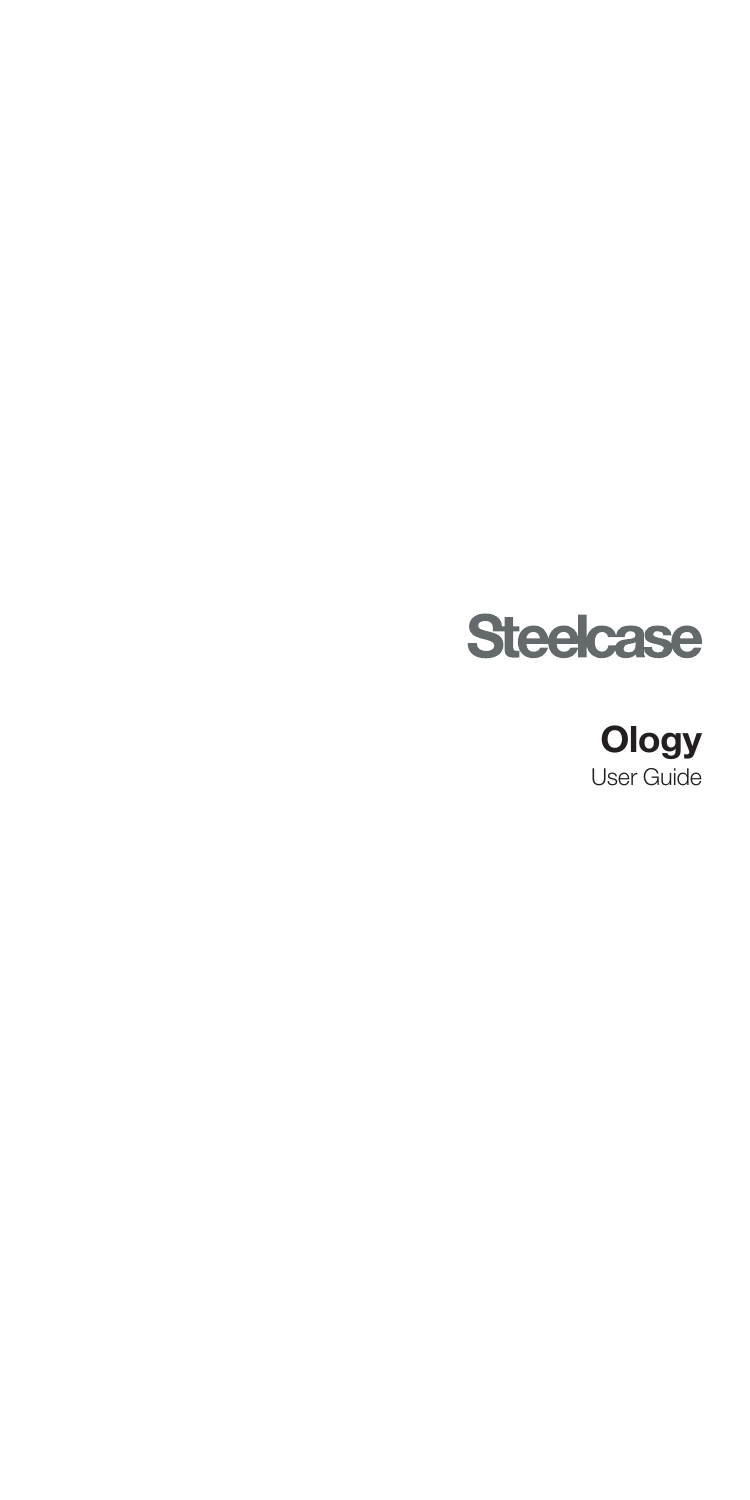Steelcase

# Ology

User Guide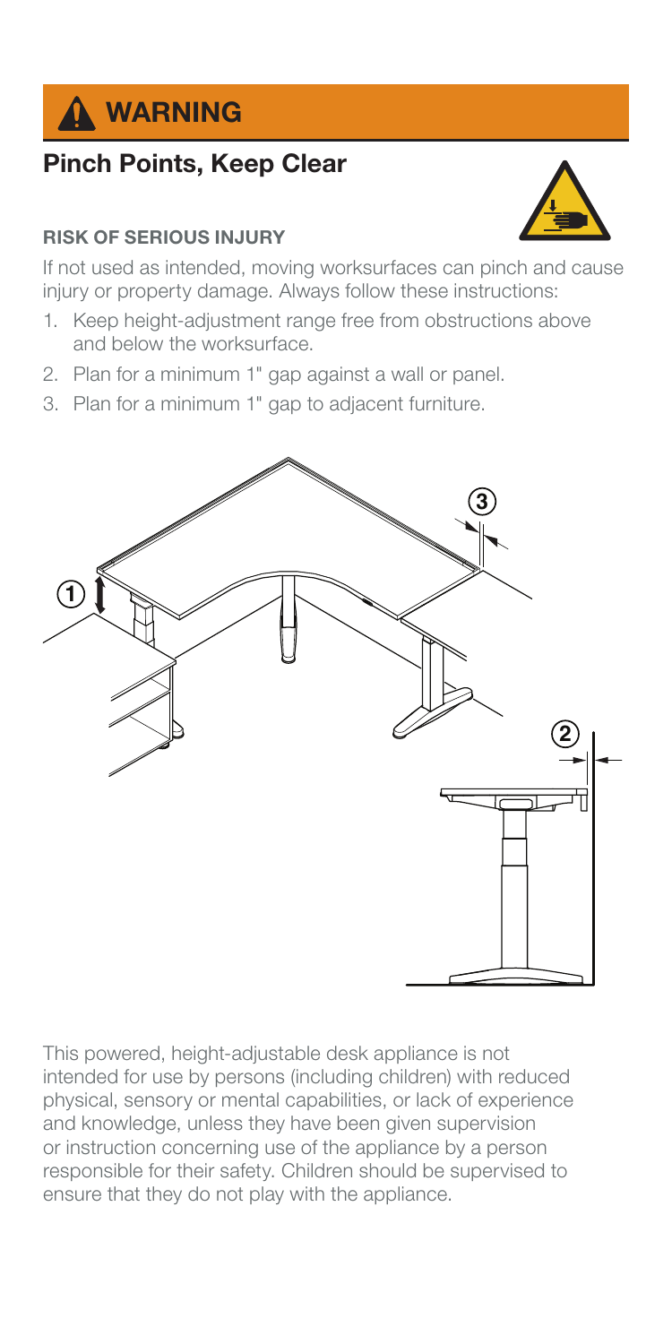# WARNING

## Pinch Points, Keep Clear

**RISK OF SERIOUS INJURY**

If not used as intended, moving worksurfaces can pinch and cause injury or property damage. Always follow these instructions:

1. Keep height-adjustment range free from obstructions above and below the worksurface.
2. Plan for a minimum 1" gap against a wall or panel.
3. Plan for a minimum 1" gap to adjacent furniture.

This powered, height-adjustable desk appliance is not intended for use by persons (including children) with reduced physical, sensory or mental capabilities, or lack of experience and knowledge, unless they have been given supervision or instruction concerning use of the appliance by a person responsible for their safety. Children should be supervised to ensure that they do not play with the appliance.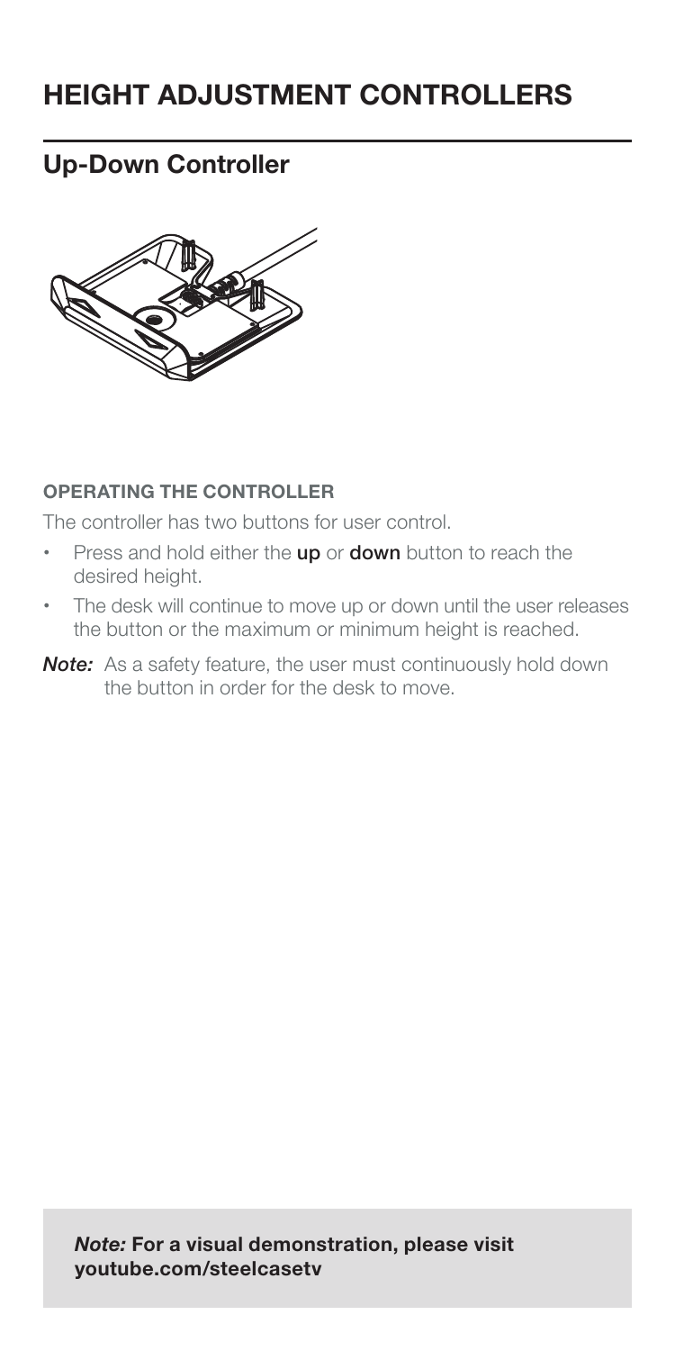# HEIGHT ADJUSTMENT CONTROLLERS

## Up-Down Controller

#### OPERATING THE CONTROLLER

The controller has two buttons for user control.

- Press and hold either the **up** or **down** button to reach the desired height.
- The desk will continue to move up or down until the user releases the button or the maximum or minimum height is reached.

***Note:*** As a safety feature, the user must continuously hold down the button in order for the desk to move.

***Note:*** **For a visual demonstration, please visit youtube.com/steelcasetv**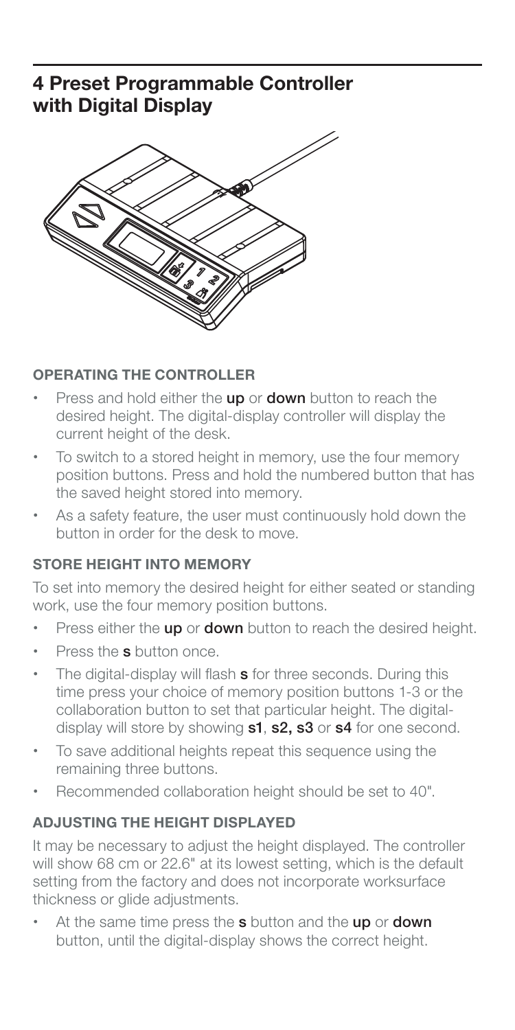# 4 Preset Programmable Controller with Digital Display

### OPERATING THE CONTROLLER

- Press and hold either the **up** or **down** button to reach the desired height. The digital-display controller will display the current height of the desk.
- To switch to a stored height in memory, use the four memory position buttons. Press and hold the numbered button that has the saved height stored into memory.
- As a safety feature, the user must continuously hold down the button in order for the desk to move.

### STORE HEIGHT INTO MEMORY

To set into memory the desired height for either seated or standing work, use the four memory position buttons.

- Press either the **up** or **down** button to reach the desired height.
- Press the **s** button once.
- The digital-display will flash **s** for three seconds. During this time press your choice of memory position buttons 1-3 or the collaboration button to set that particular height. The digital-display will store by showing **s1**, **s2, s3** or **s4** for one second.
- To save additional heights repeat this sequence using the remaining three buttons.
- Recommended collaboration height should be set to 40".

### ADJUSTING THE HEIGHT DISPLAYED

It may be necessary to adjust the height displayed. The controller will show 68 cm or 22.6" at its lowest setting, which is the default setting from the factory and does not incorporate worksurface thickness or glide adjustments.

- At the same time press the **s** button and the **up** or **down** button, until the digital-display shows the correct height.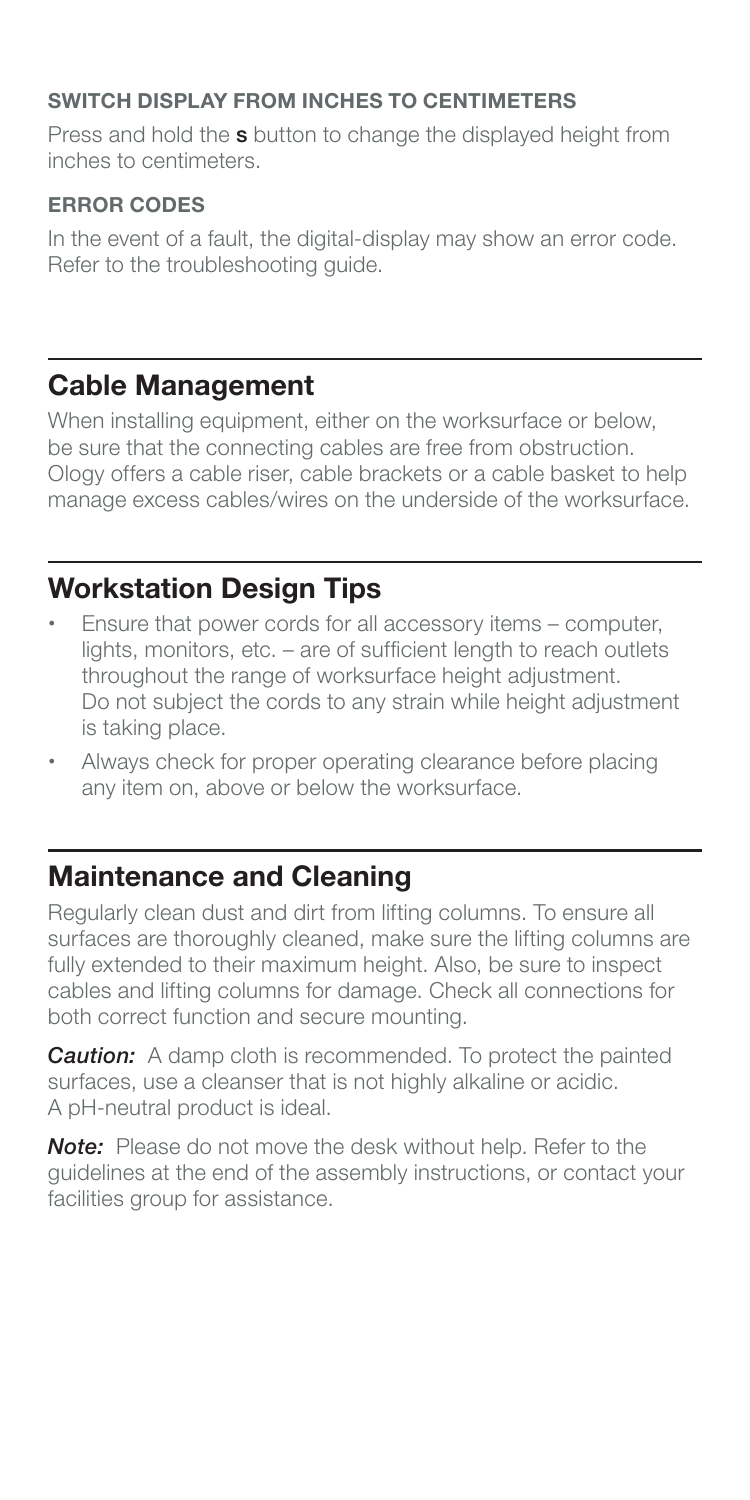### SWITCH DISPLAY FROM INCHES TO CENTIMETERS

Press and hold the **s** button to change the displayed height from inches to centimeters.

### ERROR CODES

In the event of a fault, the digital-display may show an error code. Refer to the troubleshooting guide.

## Cable Management

When installing equipment, either on the worksurface or below, be sure that the connecting cables are free from obstruction. Ology offers a cable riser, cable brackets or a cable basket to help manage excess cables/wires on the underside of the worksurface.

## Workstation Design Tips

- Ensure that power cords for all accessory items – computer, lights, monitors, etc. – are of sufficient length to reach outlets throughout the range of worksurface height adjustment. Do not subject the cords to any strain while height adjustment is taking place.
- Always check for proper operating clearance before placing any item on, above or below the worksurface.

## Maintenance and Cleaning

Regularly clean dust and dirt from lifting columns. To ensure all surfaces are thoroughly cleaned, make sure the lifting columns are fully extended to their maximum height. Also, be sure to inspect cables and lifting columns for damage. Check all connections for both correct function and secure mounting.

***Caution:*** A damp cloth is recommended. To protect the painted surfaces, use a cleanser that is not highly alkaline or acidic. A pH-neutral product is ideal.

***Note:*** Please do not move the desk without help. Refer to the guidelines at the end of the assembly instructions, or contact your facilities group for assistance.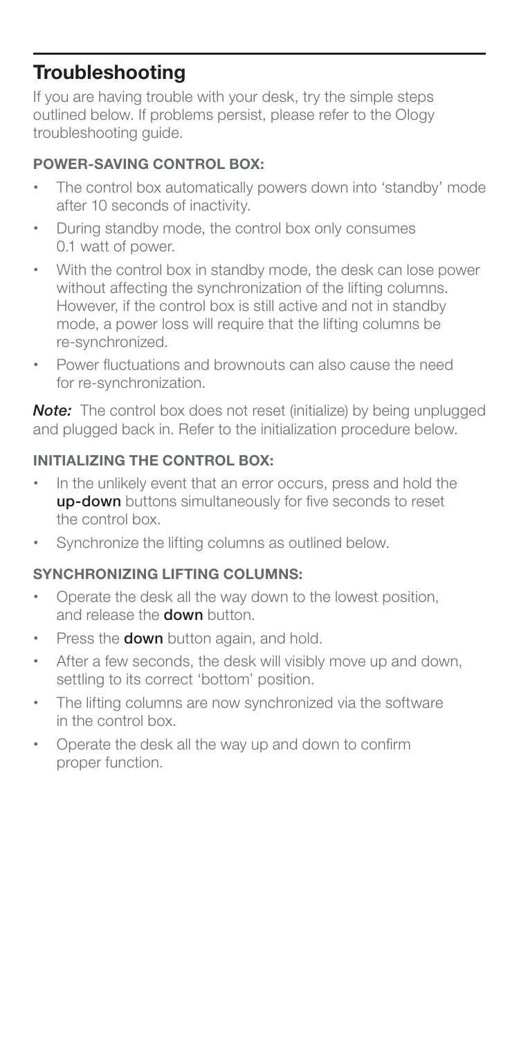## Troubleshooting

If you are having trouble with your desk, try the simple steps outlined below. If problems persist, please refer to the Ology troubleshooting guide.

### POWER-SAVING CONTROL BOX:

- The control box automatically powers down into 'standby' mode after 10 seconds of inactivity.
- During standby mode, the control box only consumes 0.1 watt of power.
- With the control box in standby mode, the desk can lose power without affecting the synchronization of the lifting columns. However, if the control box is still active and not in standby mode, a power loss will require that the lifting columns be re-synchronized.
- Power fluctuations and brownouts can also cause the need for re-synchronization.

***Note:*** The control box does not reset (initialize) by being unplugged and plugged back in. Refer to the initialization procedure below.

### INITIALIZING THE CONTROL BOX:

- In the unlikely event that an error occurs, press and hold the **up-down** buttons simultaneously for five seconds to reset the control box.
- Synchronize the lifting columns as outlined below.

### SYNCHRONIZING LIFTING COLUMNS:

- Operate the desk all the way down to the lowest position, and release the **down** button.
- Press the **down** button again, and hold.
- After a few seconds, the desk will visibly move up and down, settling to its correct 'bottom' position.
- The lifting columns are now synchronized via the software in the control box.
- Operate the desk all the way up and down to confirm proper function.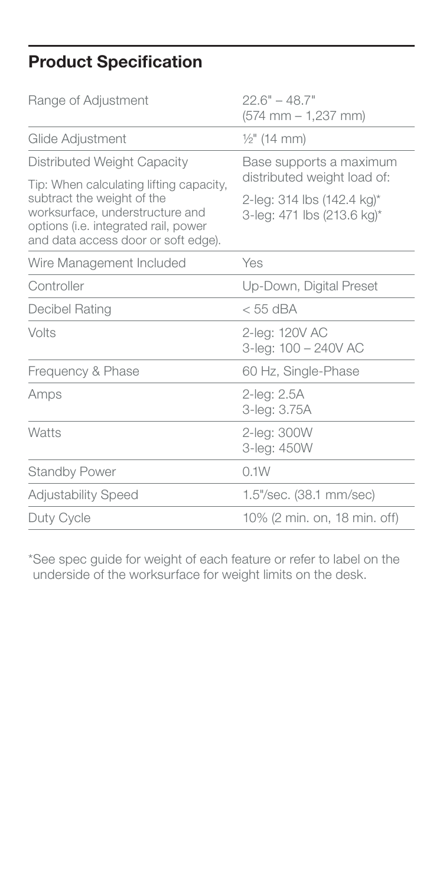## Product Specification

| | |
|---|---|
| Range of Adjustment | 22.6" – 48.7"<br>(574 mm – 1,237 mm) |
| Glide Adjustment | ½" (14 mm) |
| Distributed Weight Capacity<br><br>Tip: When calculating lifting capacity, subtract the weight of the worksurface, understructure and options (i.e. integrated rail, power and data access door or soft edge). | Base supports a maximum distributed weight load of:<br><br>2-leg: 314 lbs (142.4 kg)*<br>3-leg: 471 lbs (213.6 kg)* |
| Wire Management Included | Yes |
| Controller | Up-Down, Digital Preset |
| Decibel Rating | < 55 dBA |
| Volts | 2-leg: 120V AC<br>3-leg: 100 – 240V AC |
| Frequency & Phase | 60 Hz, Single-Phase |
| Amps | 2-leg: 2.5A<br>3-leg: 3.75A |
| Watts | 2-leg: 300W<br>3-leg: 450W |
| Standby Power | 0.1W |
| Adjustability Speed | 1.5"/sec. (38.1 mm/sec) |
| Duty Cycle | 10% (2 min. on, 18 min. off) |

*See spec guide for weight of each feature or refer to label on the underside of the worksurface for weight limits on the desk.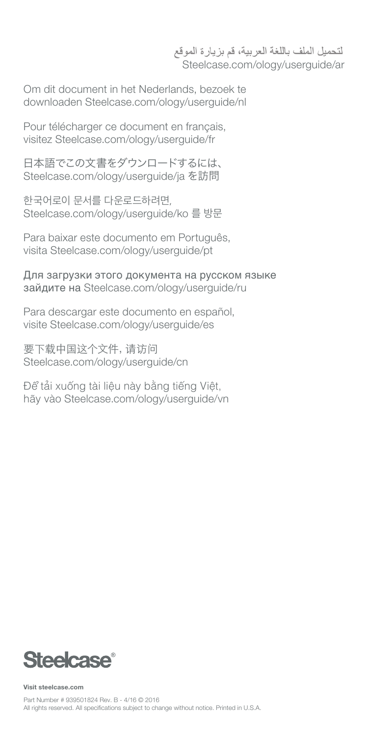لتحميل الملف باللغة العربية، قم بزيارة الموقع
Steelcase.com/ology/userguide/ar

Om dit document in het Nederlands, bezoek te downloaden Steelcase.com/ology/userguide/nl

Pour télécharger ce document en français, visitez Steelcase.com/ology/userguide/fr

日本語でこの文書をダウンロードするには、
Steelcase.com/ology/userguide/ja を訪問

한국어로이 문서를 다운로드하려면,
Steelcase.com/ology/userguide/ko 를 방문

Para baixar este documento em Português, visita Steelcase.com/ology/userguide/pt

Для загрузки этого документа на русском языке зайдите на Steelcase.com/ology/userguide/ru

Para descargar este documento en español, visite Steelcase.com/ology/userguide/es

要下载中国这个文件, 请访问
Steelcase.com/ology/userguide/cn

Để tải xuống tài liệu này bằng tiếng Việt, hãy vào Steelcase.com/ology/userguide/vn

Steelcase®

**Visit steelcase.com**

Part Number # 939501824 Rev. B - 4/16 © 2016
All rights reserved. All specifications subject to change without notice. Printed in U.S.A.